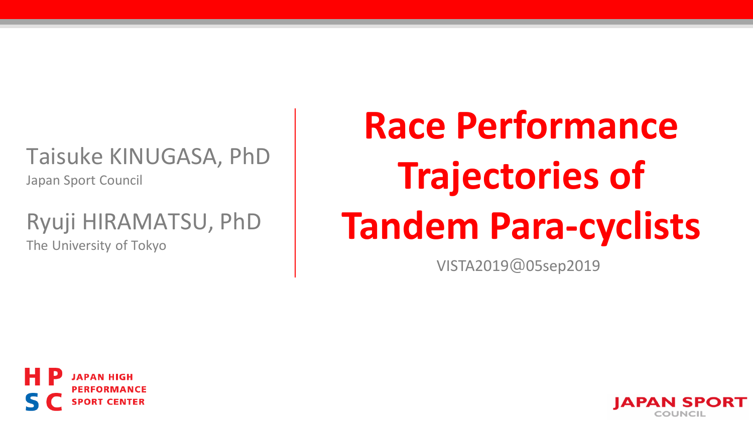# Race Performance Trajectories of Tandem Para-cyclists

VISTA2019@05sep2019

Taisuke KINUGASA, PhD
Japan Sport Council

Ryuji HIRAMATSU, PhD
The University of Tokyo

JAPAN HIGH PERFORMANCE SPORT CENTER

JAPAN SPORT COUNCIL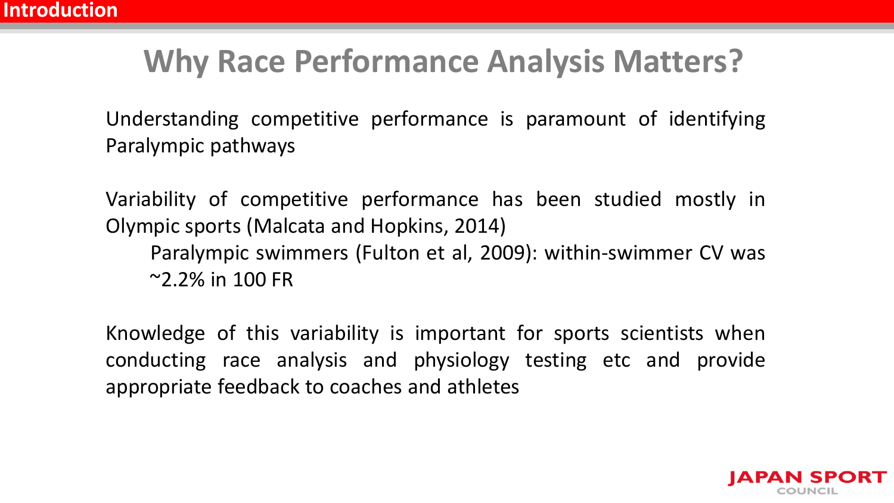## Introduction

# Why Race Performance Analysis Matters?

Understanding competitive performance is paramount of identifying Paralympic pathways

Variability of competitive performance has been studied mostly in Olympic sports (Malcata and Hopkins, 2014)

- Paralympic swimmers (Fulton et al, 2009): within-swimmer CV was ~2.2% in 100 FR

Knowledge of this variability is important for sports scientists when conducting race analysis and physiology testing etc and provide appropriate feedback to coaches and athletes

JAPAN SPORT COUNCIL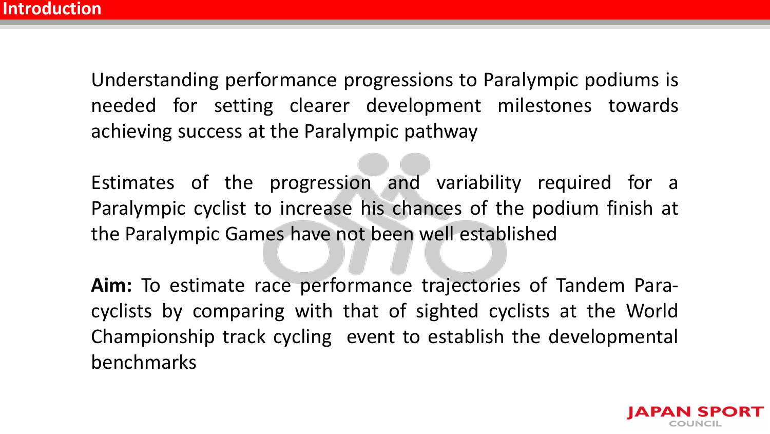# Introduction

Understanding performance progressions to Paralympic podiums is needed for setting clearer development milestones towards achieving success at the Paralympic pathway

Estimates of the progression and variability required for a Paralympic cyclist to increase his chances of the podium finish at the Paralympic Games have not been well established

**Aim:** To estimate race performance trajectories of Tandem Para-cyclists by comparing with that of sighted cyclists at the World Championship track cycling event to establish the developmental benchmarks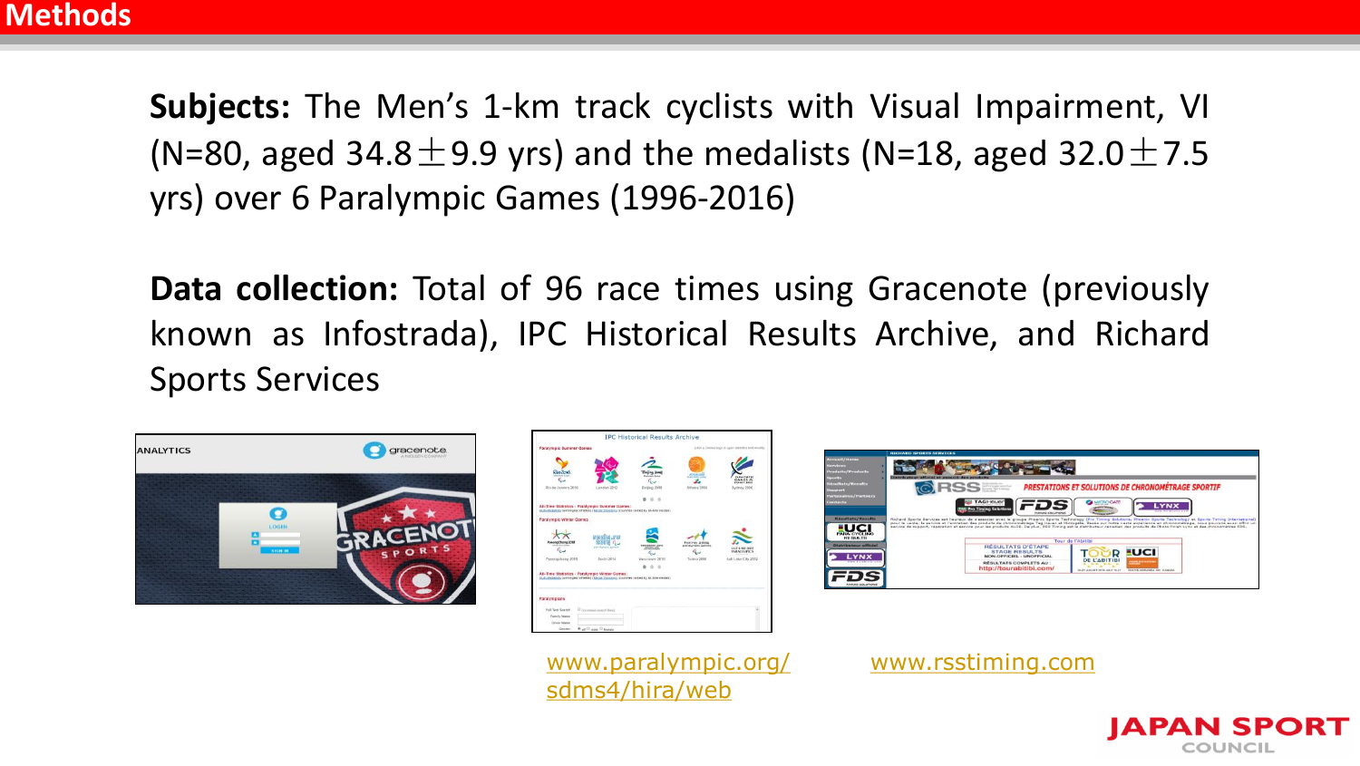# Methods

**Subjects:** The Men's 1-km track cyclists with Visual Impairment, VI (N=80, aged 34.8 $\pm$ 9.9 yrs) and the medalists (N=18, aged 32.0 $\pm$ 7.5 yrs) over 6 Paralympic Games (1996-2016)

**Data collection:** Total of 96 race times using Gracenote (previously known as Infostrada), IPC Historical Results Archive, and Richard Sports Services

www.paralympic.org/sdms4/hira/web

www.rsstiming.com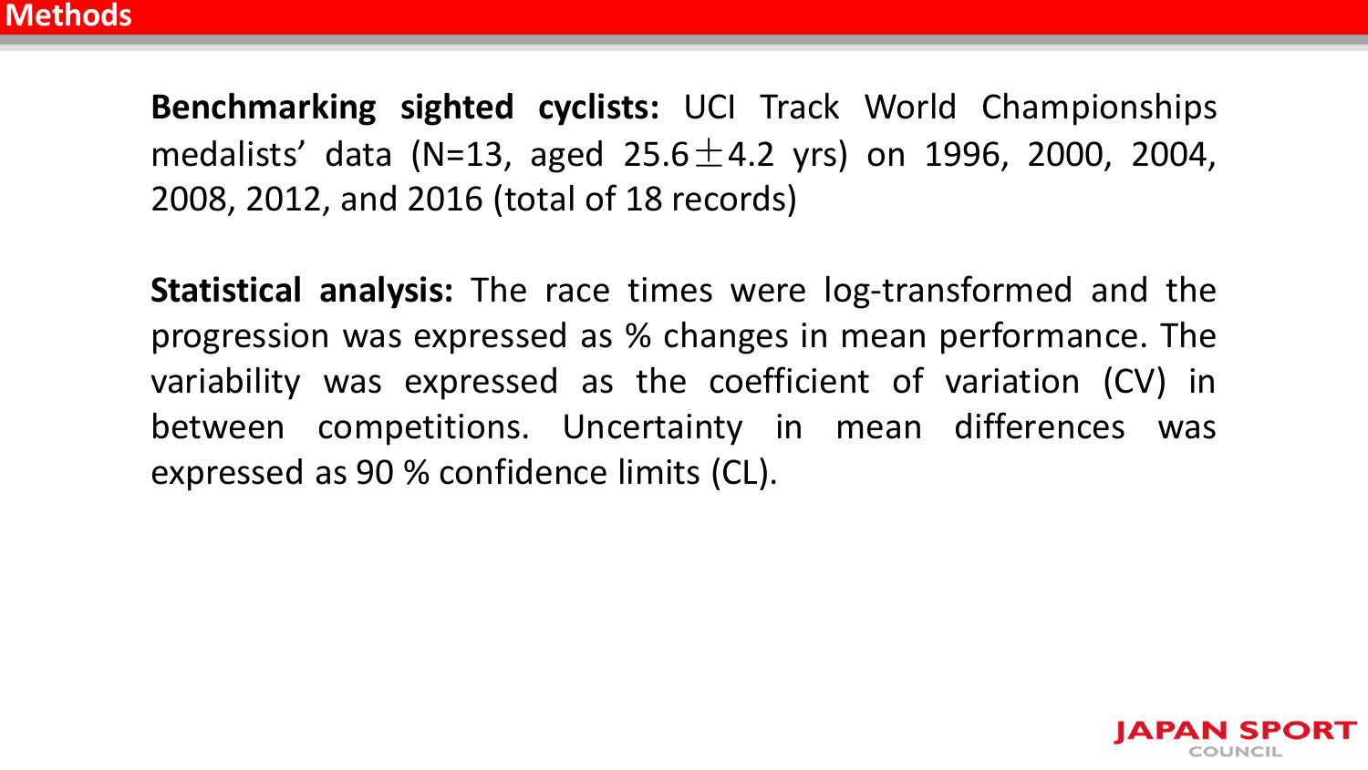# Methods

**Benchmarking sighted cyclists:** UCI Track World Championships medalists' data (N=13, aged 25.6 $\pm$ 4.2 yrs) on 1996, 2000, 2004, 2008, 2012, and 2016 (total of 18 records)

**Statistical analysis:** The race times were log-transformed and the progression was expressed as % changes in mean performance. The variability was expressed as the coefficient of variation (CV) in between competitions. Uncertainty in mean differences was expressed as 90 % confidence limits (CL).

JAPAN SPORT COUNCIL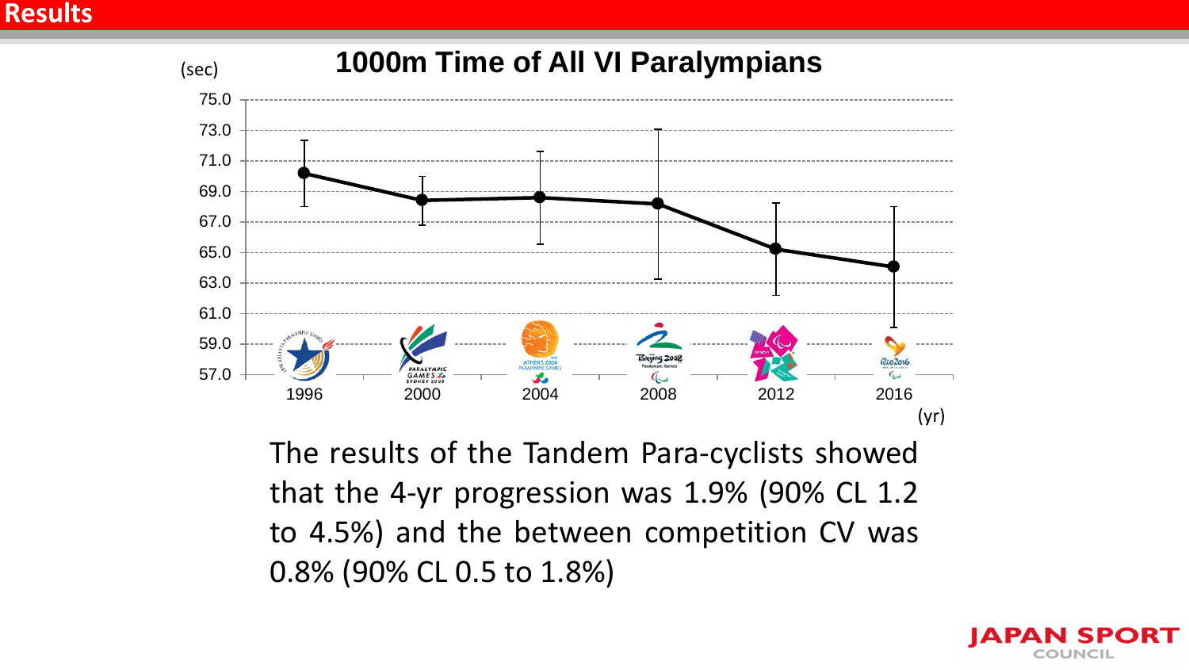# Results

## 1000m Time of All VI Paralympians

(sec)

| Year | 1000m Time (sec) |
|---|---|
| 1996 | ~70.2 |
| 2000 | ~68.4 |
| 2004 | ~68.6 |
| 2008 | ~68.2 |
| 2012 | ~65.2 |
| 2016 | ~64.0 |

(yr)

The results of the Tandem Para-cyclists showed that the 4-yr progression was 1.9% (90% CL 1.2 to 4.5%) and the between competition CV was 0.8% (90% CL 0.5 to 1.8%)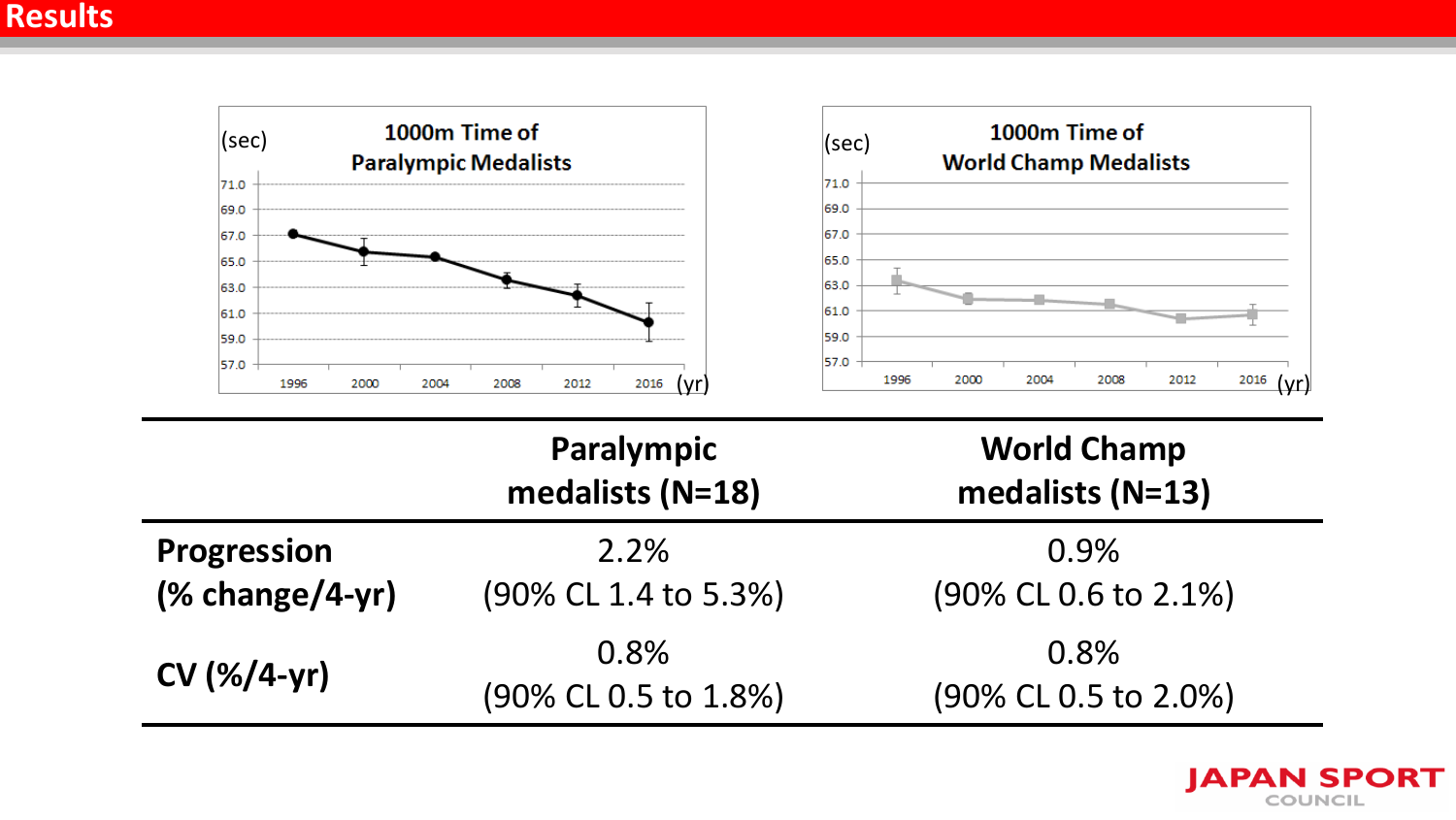# Results

1000m Time of Paralympic Medalists

1000m Time of World Champ Medalists

| | Paralympic medalists (N=18) | World Champ medalists (N=13) |
|---|---|---|
| **Progression (% change/4-yr)** | 2.2% (90% CL 1.4 to 5.3%) | 0.9% (90% CL 0.6 to 2.1%) |
| **CV (%/4-yr)** | 0.8% (90% CL 0.5 to 1.8%) | 0.8% (90% CL 0.5 to 2.0%) |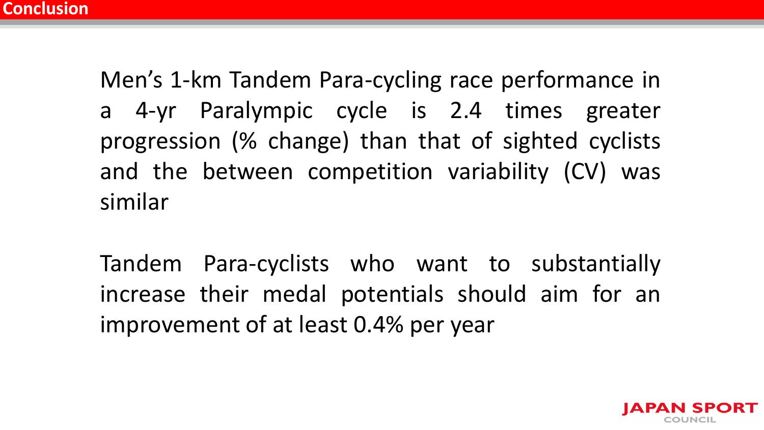# Conclusion

Men's 1-km Tandem Para-cycling race performance in a 4-yr Paralympic cycle is 2.4 times greater progression (% change) than that of sighted cyclists and the between competition variability (CV) was similar

Tandem Para-cyclists who want to substantially increase their medal potentials should aim for an improvement of at least 0.4% per year

JAPAN SPORT COUNCIL